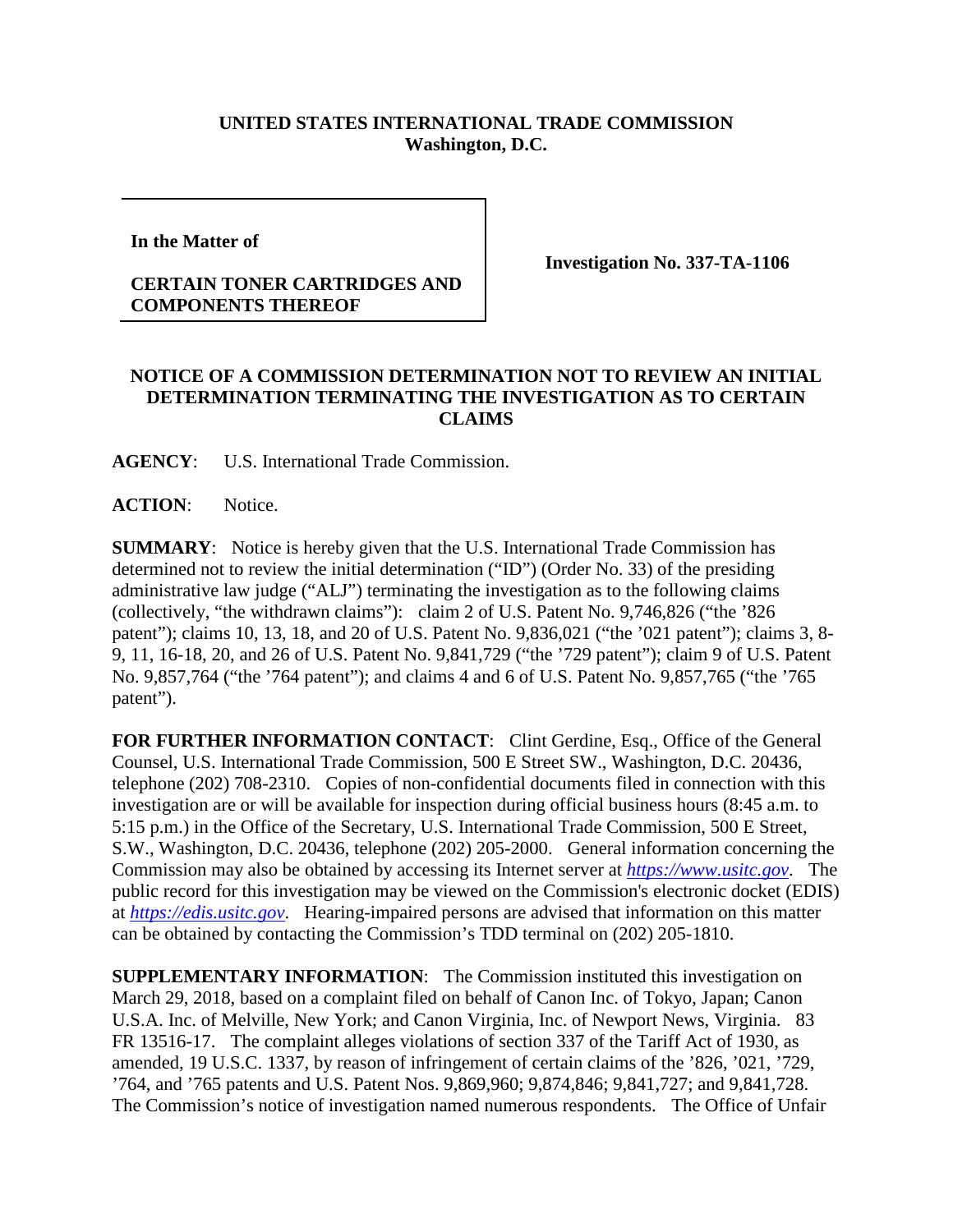**UNITED STATES INTERNATIONAL TRADE COMMISSION**
**Washington, D.C.**

| **In the Matter of**<br><br>**CERTAIN TONER CARTRIDGES AND COMPONENTS THEREOF** | **Investigation No. 337-TA-1106** |
|---|---|

## NOTICE OF A COMMISSION DETERMINATION NOT TO REVIEW AN INITIAL DETERMINATION TERMINATING THE INVESTIGATION AS TO CERTAIN CLAIMS

**AGENCY**: U.S. International Trade Commission.

**ACTION**: Notice.

**SUMMARY**: Notice is hereby given that the U.S. International Trade Commission has determined not to review the initial determination ("ID") (Order No. 33) of the presiding administrative law judge ("ALJ") terminating the investigation as to the following claims (collectively, "the withdrawn claims"): claim 2 of U.S. Patent No. 9,746,826 ("the '826 patent"); claims 10, 13, 18, and 20 of U.S. Patent No. 9,836,021 ("the '021 patent"); claims 3, 8-9, 11, 16-18, 20, and 26 of U.S. Patent No. 9,841,729 ("the '729 patent"); claim 9 of U.S. Patent No. 9,857,764 ("the '764 patent"); and claims 4 and 6 of U.S. Patent No. 9,857,765 ("the '765 patent").

**FOR FURTHER INFORMATION CONTACT**: Clint Gerdine, Esq., Office of the General Counsel, U.S. International Trade Commission, 500 E Street SW., Washington, D.C. 20436, telephone (202) 708-2310. Copies of non-confidential documents filed in connection with this investigation are or will be available for inspection during official business hours (8:45 a.m. to 5:15 p.m.) in the Office of the Secretary, U.S. International Trade Commission, 500 E Street, S.W., Washington, D.C. 20436, telephone (202) 205-2000. General information concerning the Commission may also be obtained by accessing its Internet server at *https://www.usitc.gov*. The public record for this investigation may be viewed on the Commission's electronic docket (EDIS) at *https://edis.usitc.gov*. Hearing-impaired persons are advised that information on this matter can be obtained by contacting the Commission's TDD terminal on (202) 205-1810.

**SUPPLEMENTARY INFORMATION**: The Commission instituted this investigation on March 29, 2018, based on a complaint filed on behalf of Canon Inc. of Tokyo, Japan; Canon U.S.A. Inc. of Melville, New York; and Canon Virginia, Inc. of Newport News, Virginia. 83 FR 13516-17. The complaint alleges violations of section 337 of the Tariff Act of 1930, as amended, 19 U.S.C. 1337, by reason of infringement of certain claims of the '826, '021, '729, '764, and '765 patents and U.S. Patent Nos. 9,869,960; 9,874,846; 9,841,727; and 9,841,728. The Commission's notice of investigation named numerous respondents. The Office of Unfair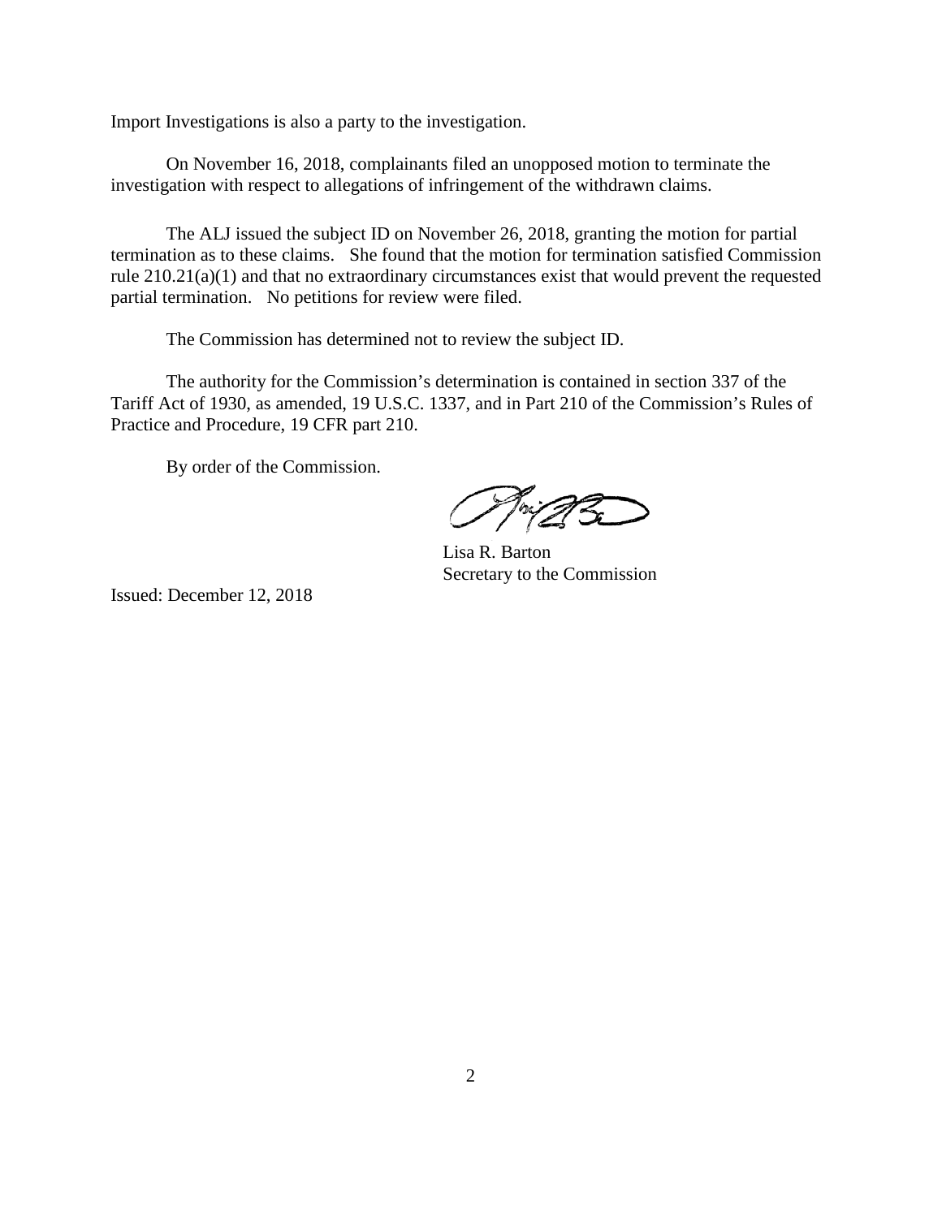Import Investigations is also a party to the investigation.

On November 16, 2018, complainants filed an unopposed motion to terminate the investigation with respect to allegations of infringement of the withdrawn claims.

The ALJ issued the subject ID on November 26, 2018, granting the motion for partial termination as to these claims. She found that the motion for termination satisfied Commission rule 210.21(a)(1) and that no extraordinary circumstances exist that would prevent the requested partial termination. No petitions for review were filed.

The Commission has determined not to review the subject ID.

The authority for the Commission's determination is contained in section 337 of the Tariff Act of 1930, as amended, 19 U.S.C. 1337, and in Part 210 of the Commission's Rules of Practice and Procedure, 19 CFR part 210.

By order of the Commission.

Lisa R. Barton
Secretary to the Commission

Issued: December 12, 2018